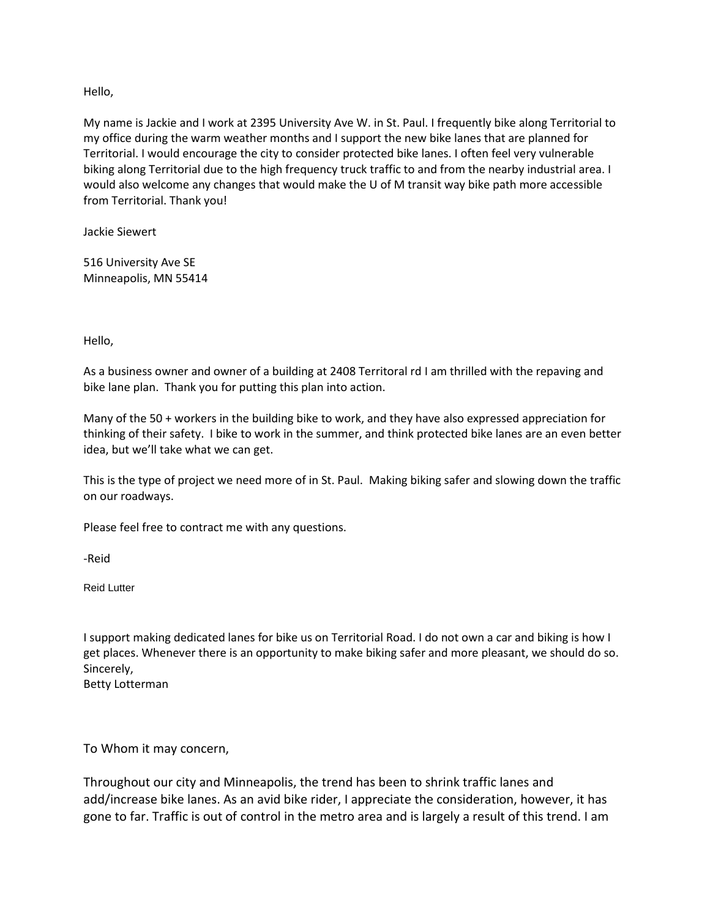Hello,

My name is Jackie and I work at 2395 University Ave W. in St. Paul. I frequently bike along Territorial to my office during the warm weather months and I support the new bike lanes that are planned for Territorial. I would encourage the city to consider protected bike lanes. I often feel very vulnerable biking along Territorial due to the high frequency truck traffic to and from the nearby industrial area. I would also welcome any changes that would make the U of M transit way bike path more accessible from Territorial. Thank you!

Jackie Siewert

516 University Ave SE
Minneapolis, MN 55414

Hello,

As a business owner and owner of a building at 2408 Territoral rd I am thrilled with the repaving and bike lane plan. Thank you for putting this plan into action.

Many of the 50 + workers in the building bike to work, and they have also expressed appreciation for thinking of their safety. I bike to work in the summer, and think protected bike lanes are an even better idea, but we'll take what we can get.

This is the type of project we need more of in St. Paul. Making biking safer and slowing down the traffic on our roadways.

Please feel free to contract me with any questions.

-Reid

Reid Lutter

I support making dedicated lanes for bike us on Territorial Road. I do not own a car and biking is how I get places. Whenever there is an opportunity to make biking safer and more pleasant, we should do so.
Sincerely,
Betty Lotterman

To Whom it may concern,

Throughout our city and Minneapolis, the trend has been to shrink traffic lanes and add/increase bike lanes. As an avid bike rider, I appreciate the consideration, however, it has gone to far. Traffic is out of control in the metro area and is largely a result of this trend. I am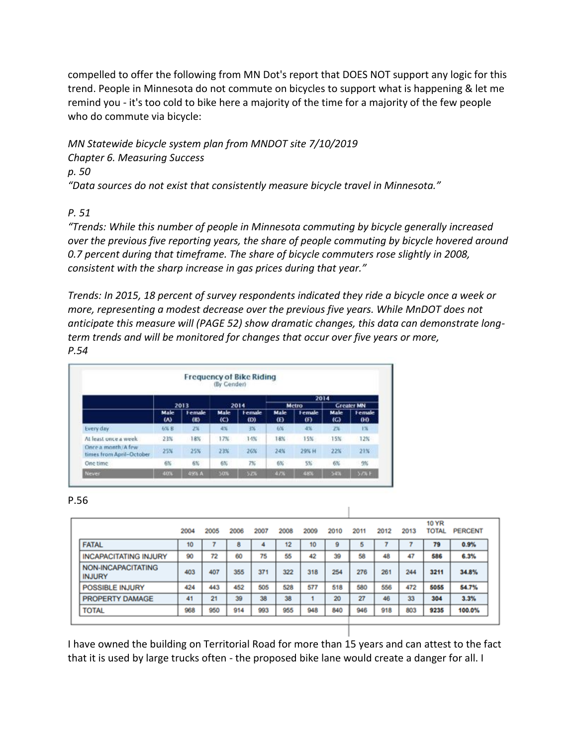compelled to offer the following from MN Dot's report that DOES NOT support any logic for this trend. People in Minnesota do not commute on bicycles to support what is happening & let me remind you - it's too cold to bike here a majority of the time for a majority of the few people who do commute via bicycle:

*MN Statewide bicycle system plan from MNDOT site 7/10/2019*
*Chapter 6. Measuring Success*
*p. 50*
*"Data sources do not exist that consistently measure bicycle travel in Minnesota."*

*P. 51*
*"Trends: While this number of people in Minnesota commuting by bicycle generally increased over the previous five reporting years, the share of people commuting by bicycle hovered around 0.7 percent during that timeframe. The share of bicycle commuters rose slightly in 2008, consistent with the sharp increase in gas prices during that year."*

*Trends: In 2015, 18 percent of survey respondents indicated they ride a bicycle once a week or more, representing a modest decrease over the previous five years. While MnDOT does not anticipate this measure will (PAGE 52) show dramatic changes, this data can demonstrate long-term trends and will be monitored for changes that occur over five years or more,*
*P.54*

**Frequency of Bike Riding**
(By Gender)

| | 2013 | | 2014 | | 2014 | | | |
|---|---|---|---|---|---|---|---|---|
| | | | | | Metro | | Greater MN | |
| | Male (A) | Female (B) | Male (C) | Female (D) | Male (E) | Female (F) | Male (G) | Female (H) |
| Every day | 6% B | 2% | 4% | 3% | 6% | 4% | 2% | 1% |
| At least once a week | 23% | 18% | 17% | 14% | 18% | 15% | 15% | 12% |
| Once a month/A few times from April–October | 25% | 25% | 23% | 26% | 24% | 29% H | 22% | 21% |
| One time | 6% | 6% | 6% | 7% | 6% | 5% | 6% | 9% |
| Never | 40% | 49% A | 50% | 52% | 47% | 48% | 54% | 57% F |

P.56

| | 2004 | 2005 | 2006 | 2007 | 2008 | 2009 | 2010 | 2011 | 2012 | 2013 | 10 YR TOTAL | PERCENT |
|---|---|---|---|---|---|---|---|---|---|---|---|---|
| FATAL | 10 | 7 | 8 | 4 | 12 | 10 | 9 | 5 | 7 | 7 | **79** | **0.9%** |
| INCAPACITATING INJURY | 90 | 72 | 60 | 75 | 55 | 42 | 39 | 58 | 48 | 47 | **586** | **6.3%** |
| NON-INCAPACITATING INJURY | 403 | 407 | 355 | 371 | 322 | 318 | 254 | 276 | 261 | 244 | **3211** | **34.8%** |
| POSSIBLE INJURY | 424 | 443 | 452 | 505 | 528 | 577 | 518 | 580 | 556 | 472 | **5055** | **54.7%** |
| PROPERTY DAMAGE | 41 | 21 | 39 | 38 | 38 | 1 | 20 | 27 | 46 | 33 | **304** | **3.3%** |
| TOTAL | 968 | 950 | 914 | 993 | 955 | 948 | 840 | 946 | 918 | 803 | **9235** | **100.0%** |

I have owned the building on Territorial Road for more than 15 years and can attest to the fact that it is used by large trucks often - the proposed bike lane would create a danger for all. I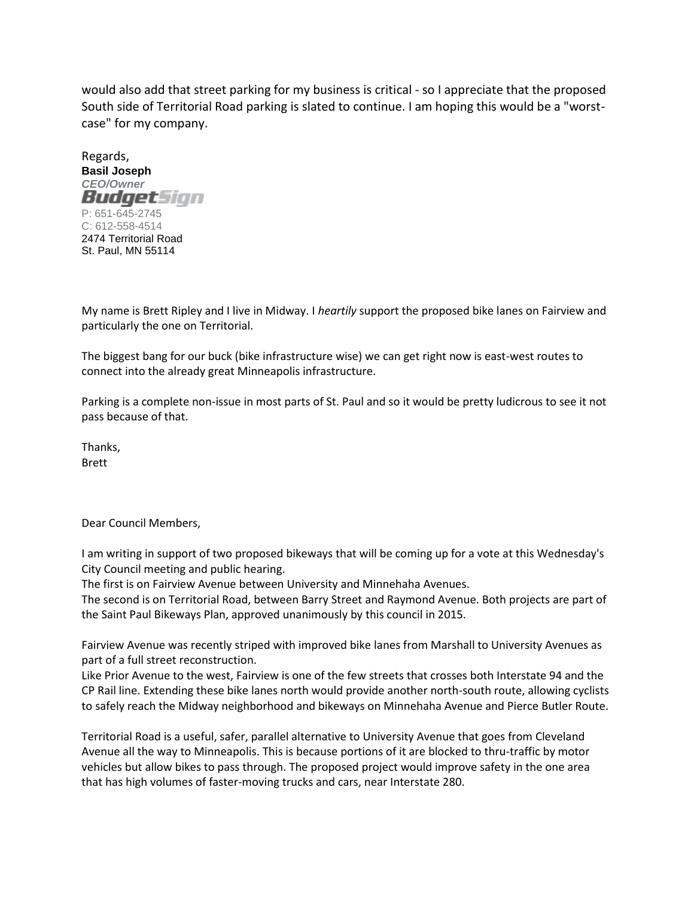would also add that street parking for my business is critical - so I appreciate that the proposed South side of Territorial Road parking is slated to continue. I am hoping this would be a "worst-case" for my company.

Regards,
**Basil Joseph**
***CEO/Owner***
**BudgetSign**
P: 651-645-2745
C: 612-558-4514
2474 Territorial Road
St. Paul, MN 55114

My name is Brett Ripley and I live in Midway. I *heartily* support the proposed bike lanes on Fairview and particularly the one on Territorial.

The biggest bang for our buck (bike infrastructure wise) we can get right now is east-west routes to connect into the already great Minneapolis infrastructure.

Parking is a complete non-issue in most parts of St. Paul and so it would be pretty ludicrous to see it not pass because of that.

Thanks,
Brett

Dear Council Members,

I am writing in support of two proposed bikeways that will be coming up for a vote at this Wednesday's City Council meeting and public hearing.
The first is on Fairview Avenue between University and Minnehaha Avenues.
The second is on Territorial Road, between Barry Street and Raymond Avenue. Both projects are part of the Saint Paul Bikeways Plan, approved unanimously by this council in 2015.

Fairview Avenue was recently striped with improved bike lanes from Marshall to University Avenues as part of a full street reconstruction.
Like Prior Avenue to the west, Fairview is one of the few streets that crosses both Interstate 94 and the CP Rail line. Extending these bike lanes north would provide another north-south route, allowing cyclists to safely reach the Midway neighborhood and bikeways on Minnehaha Avenue and Pierce Butler Route.

Territorial Road is a useful, safer, parallel alternative to University Avenue that goes from Cleveland Avenue all the way to Minneapolis. This is because portions of it are blocked to thru-traffic by motor vehicles but allow bikes to pass through. The proposed project would improve safety in the one area that has high volumes of faster-moving trucks and cars, near Interstate 280.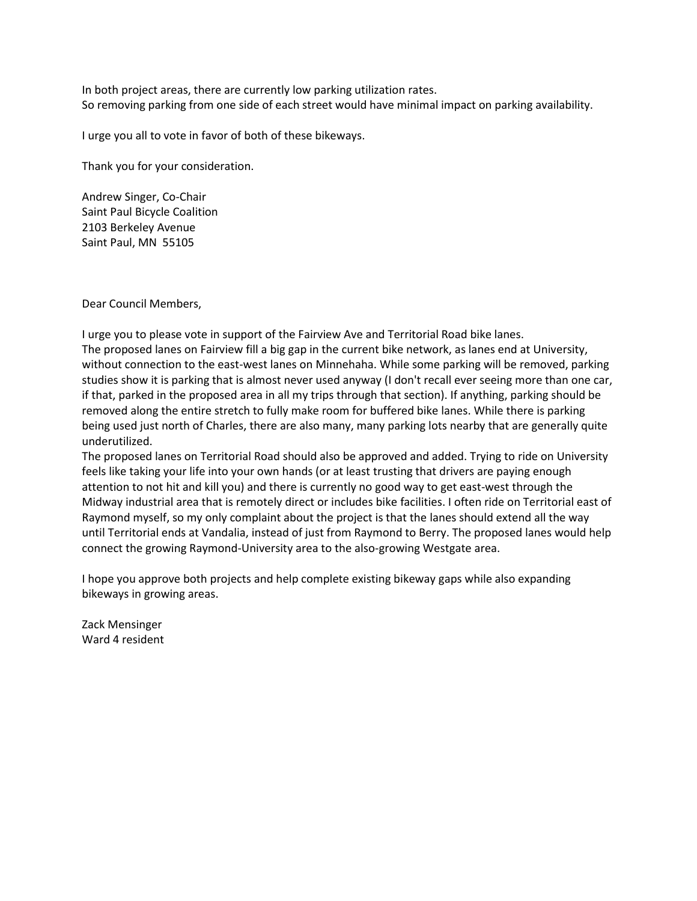In both project areas, there are currently low parking utilization rates.
So removing parking from one side of each street would have minimal impact on parking availability.

I urge you all to vote in favor of both of these bikeways.

Thank you for your consideration.

Andrew Singer, Co-Chair
Saint Paul Bicycle Coalition
2103 Berkeley Avenue
Saint Paul, MN 55105

Dear Council Members,

I urge you to please vote in support of the Fairview Ave and Territorial Road bike lanes.
The proposed lanes on Fairview fill a big gap in the current bike network, as lanes end at University, without connection to the east-west lanes on Minnehaha. While some parking will be removed, parking studies show it is parking that is almost never used anyway (I don't recall ever seeing more than one car, if that, parked in the proposed area in all my trips through that section). If anything, parking should be removed along the entire stretch to fully make room for buffered bike lanes. While there is parking being used just north of Charles, there are also many, many parking lots nearby that are generally quite underutilized.
The proposed lanes on Territorial Road should also be approved and added. Trying to ride on University feels like taking your life into your own hands (or at least trusting that drivers are paying enough attention to not hit and kill you) and there is currently no good way to get east-west through the Midway industrial area that is remotely direct or includes bike facilities. I often ride on Territorial east of Raymond myself, so my only complaint about the project is that the lanes should extend all the way until Territorial ends at Vandalia, instead of just from Raymond to Berry. The proposed lanes would help connect the growing Raymond-University area to the also-growing Westgate area.

I hope you approve both projects and help complete existing bikeway gaps while also expanding bikeways in growing areas.

Zack Mensinger
Ward 4 resident